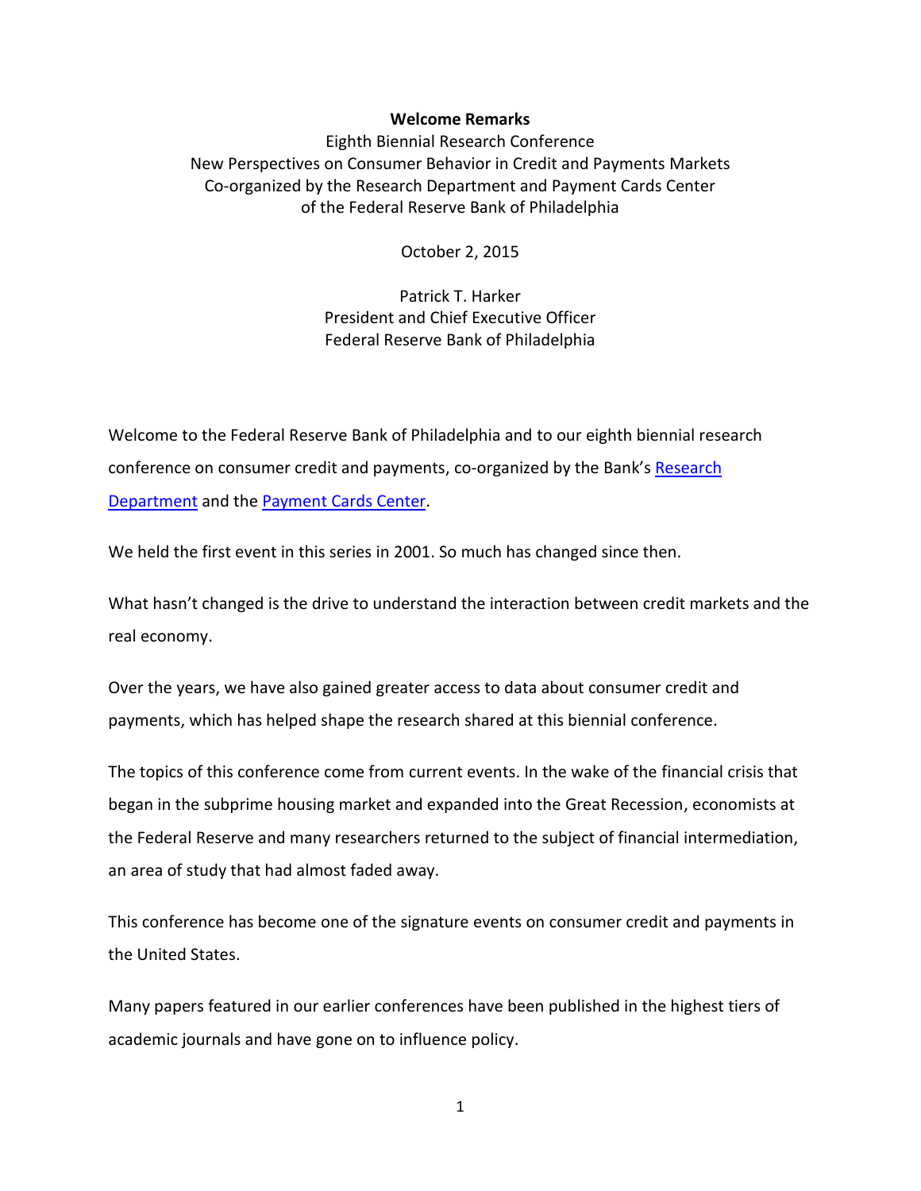# Welcome Remarks

Eighth Biennial Research Conference
New Perspectives on Consumer Behavior in Credit and Payments Markets
Co-organized by the Research Department and Payment Cards Center
of the Federal Reserve Bank of Philadelphia

October 2, 2015

Patrick T. Harker
President and Chief Executive Officer
Federal Reserve Bank of Philadelphia

Welcome to the Federal Reserve Bank of Philadelphia and to our eighth biennial research conference on consumer credit and payments, co-organized by the Bank's [Research Department](#) and the [Payment Cards Center](#).

We held the first event in this series in 2001. So much has changed since then.

What hasn't changed is the drive to understand the interaction between credit markets and the real economy.

Over the years, we have also gained greater access to data about consumer credit and payments, which has helped shape the research shared at this biennial conference.

The topics of this conference come from current events. In the wake of the financial crisis that began in the subprime housing market and expanded into the Great Recession, economists at the Federal Reserve and many researchers returned to the subject of financial intermediation, an area of study that had almost faded away.

This conference has become one of the signature events on consumer credit and payments in the United States.

Many papers featured in our earlier conferences have been published in the highest tiers of academic journals and have gone on to influence policy.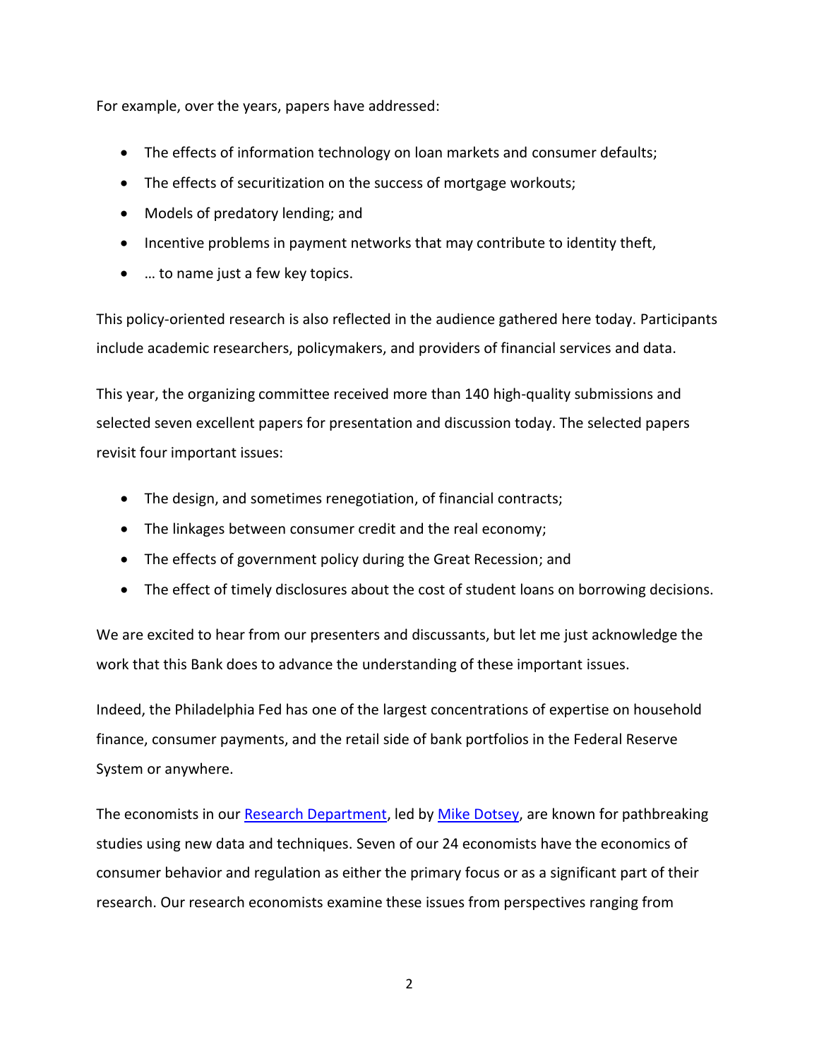For example, over the years, papers have addressed:

- The effects of information technology on loan markets and consumer defaults;
- The effects of securitization on the success of mortgage workouts;
- Models of predatory lending; and
- Incentive problems in payment networks that may contribute to identity theft,
- … to name just a few key topics.

This policy-oriented research is also reflected in the audience gathered here today. Participants include academic researchers, policymakers, and providers of financial services and data.

This year, the organizing committee received more than 140 high-quality submissions and selected seven excellent papers for presentation and discussion today. The selected papers revisit four important issues:

- The design, and sometimes renegotiation, of financial contracts;
- The linkages between consumer credit and the real economy;
- The effects of government policy during the Great Recession; and
- The effect of timely disclosures about the cost of student loans on borrowing decisions.

We are excited to hear from our presenters and discussants, but let me just acknowledge the work that this Bank does to advance the understanding of these important issues.

Indeed, the Philadelphia Fed has one of the largest concentrations of expertise on household finance, consumer payments, and the retail side of bank portfolios in the Federal Reserve System or anywhere.

The economists in our Research Department, led by Mike Dotsey, are known for pathbreaking studies using new data and techniques. Seven of our 24 economists have the economics of consumer behavior and regulation as either the primary focus or as a significant part of their research. Our research economists examine these issues from perspectives ranging from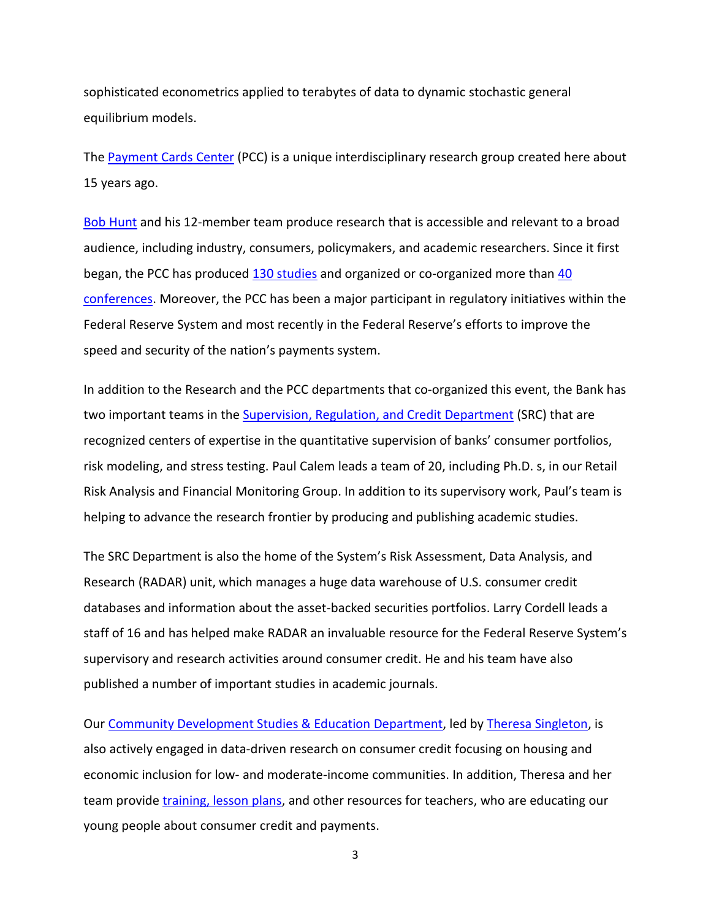sophisticated econometrics applied to terabytes of data to dynamic stochastic general equilibrium models.

The Payment Cards Center (PCC) is a unique interdisciplinary research group created here about 15 years ago.

Bob Hunt and his 12-member team produce research that is accessible and relevant to a broad audience, including industry, consumers, policymakers, and academic researchers. Since it first began, the PCC has produced 130 studies and organized or co-organized more than 40 conferences. Moreover, the PCC has been a major participant in regulatory initiatives within the Federal Reserve System and most recently in the Federal Reserve's efforts to improve the speed and security of the nation's payments system.

In addition to the Research and the PCC departments that co-organized this event, the Bank has two important teams in the Supervision, Regulation, and Credit Department (SRC) that are recognized centers of expertise in the quantitative supervision of banks' consumer portfolios, risk modeling, and stress testing. Paul Calem leads a team of 20, including Ph.D. s, in our Retail Risk Analysis and Financial Monitoring Group. In addition to its supervisory work, Paul's team is helping to advance the research frontier by producing and publishing academic studies.

The SRC Department is also the home of the System's Risk Assessment, Data Analysis, and Research (RADAR) unit, which manages a huge data warehouse of U.S. consumer credit databases and information about the asset-backed securities portfolios. Larry Cordell leads a staff of 16 and has helped make RADAR an invaluable resource for the Federal Reserve System's supervisory and research activities around consumer credit. He and his team have also published a number of important studies in academic journals.

Our Community Development Studies & Education Department, led by Theresa Singleton, is also actively engaged in data-driven research on consumer credit focusing on housing and economic inclusion for low- and moderate-income communities. In addition, Theresa and her team provide training, lesson plans, and other resources for teachers, who are educating our young people about consumer credit and payments.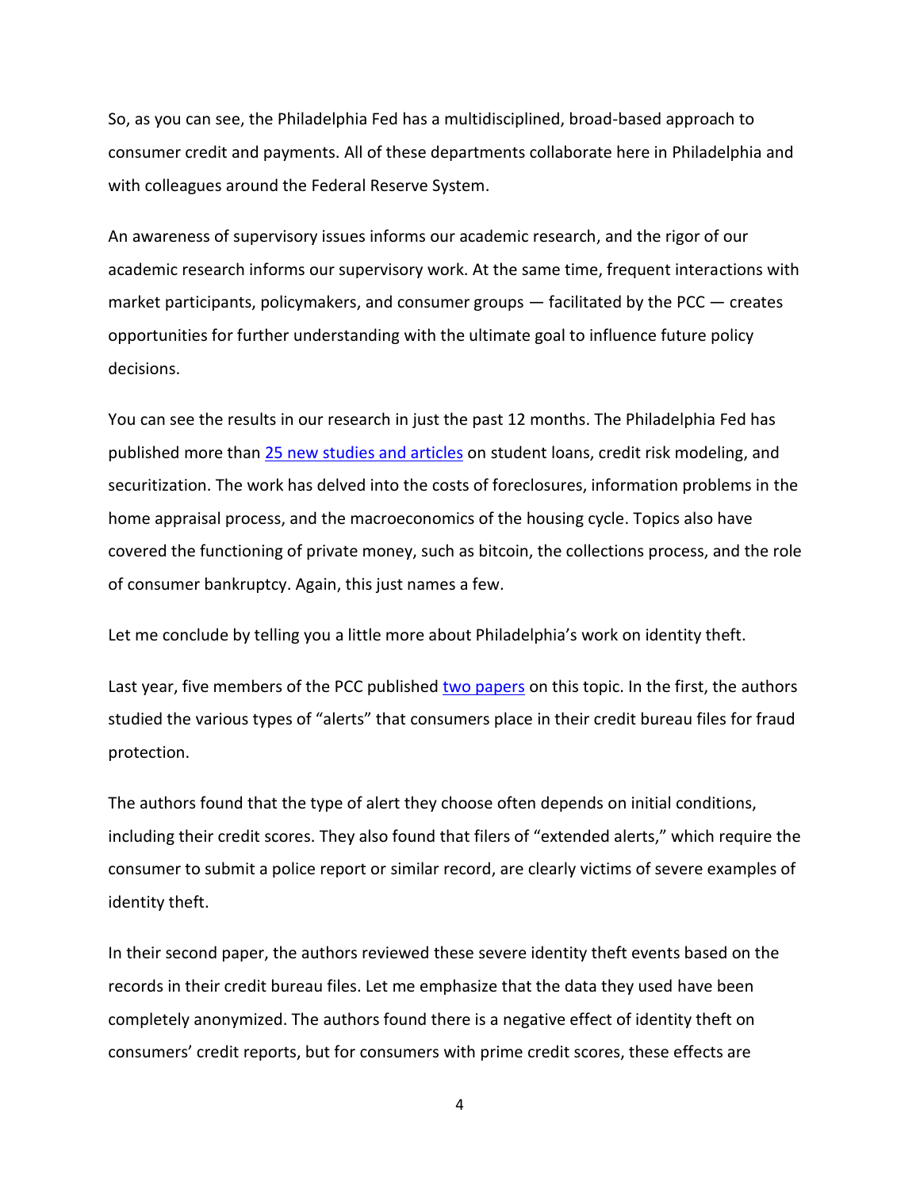So, as you can see, the Philadelphia Fed has a multidisciplined, broad-based approach to consumer credit and payments. All of these departments collaborate here in Philadelphia and with colleagues around the Federal Reserve System.

An awareness of supervisory issues informs our academic research, and the rigor of our academic research informs our supervisory work. At the same time, frequent interactions with market participants, policymakers, and consumer groups — facilitated by the PCC — creates opportunities for further understanding with the ultimate goal to influence future policy decisions.

You can see the results in our research in just the past 12 months. The Philadelphia Fed has published more than 25 new studies and articles on student loans, credit risk modeling, and securitization. The work has delved into the costs of foreclosures, information problems in the home appraisal process, and the macroeconomics of the housing cycle. Topics also have covered the functioning of private money, such as bitcoin, the collections process, and the role of consumer bankruptcy. Again, this just names a few.

Let me conclude by telling you a little more about Philadelphia's work on identity theft.

Last year, five members of the PCC published two papers on this topic. In the first, the authors studied the various types of "alerts" that consumers place in their credit bureau files for fraud protection.

The authors found that the type of alert they choose often depends on initial conditions, including their credit scores. They also found that filers of "extended alerts," which require the consumer to submit a police report or similar record, are clearly victims of severe examples of identity theft.

In their second paper, the authors reviewed these severe identity theft events based on the records in their credit bureau files. Let me emphasize that the data they used have been completely anonymized. The authors found there is a negative effect of identity theft on consumers' credit reports, but for consumers with prime credit scores, these effects are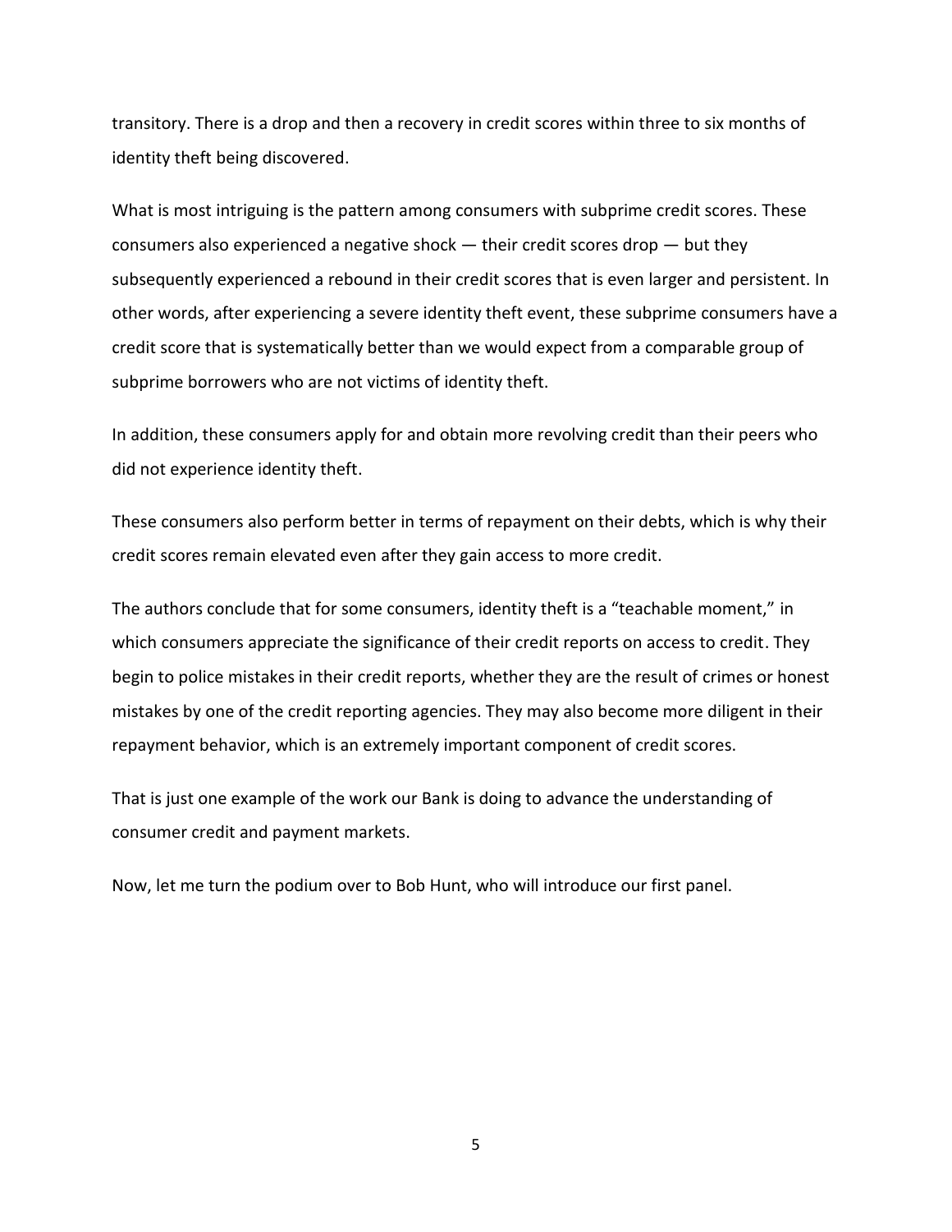transitory. There is a drop and then a recovery in credit scores within three to six months of identity theft being discovered.

What is most intriguing is the pattern among consumers with subprime credit scores. These consumers also experienced a negative shock — their credit scores drop — but they subsequently experienced a rebound in their credit scores that is even larger and persistent. In other words, after experiencing a severe identity theft event, these subprime consumers have a credit score that is systematically better than we would expect from a comparable group of subprime borrowers who are not victims of identity theft.

In addition, these consumers apply for and obtain more revolving credit than their peers who did not experience identity theft.

These consumers also perform better in terms of repayment on their debts, which is why their credit scores remain elevated even after they gain access to more credit.

The authors conclude that for some consumers, identity theft is a "teachable moment," in which consumers appreciate the significance of their credit reports on access to credit. They begin to police mistakes in their credit reports, whether they are the result of crimes or honest mistakes by one of the credit reporting agencies. They may also become more diligent in their repayment behavior, which is an extremely important component of credit scores.

That is just one example of the work our Bank is doing to advance the understanding of consumer credit and payment markets.

Now, let me turn the podium over to Bob Hunt, who will introduce our first panel.